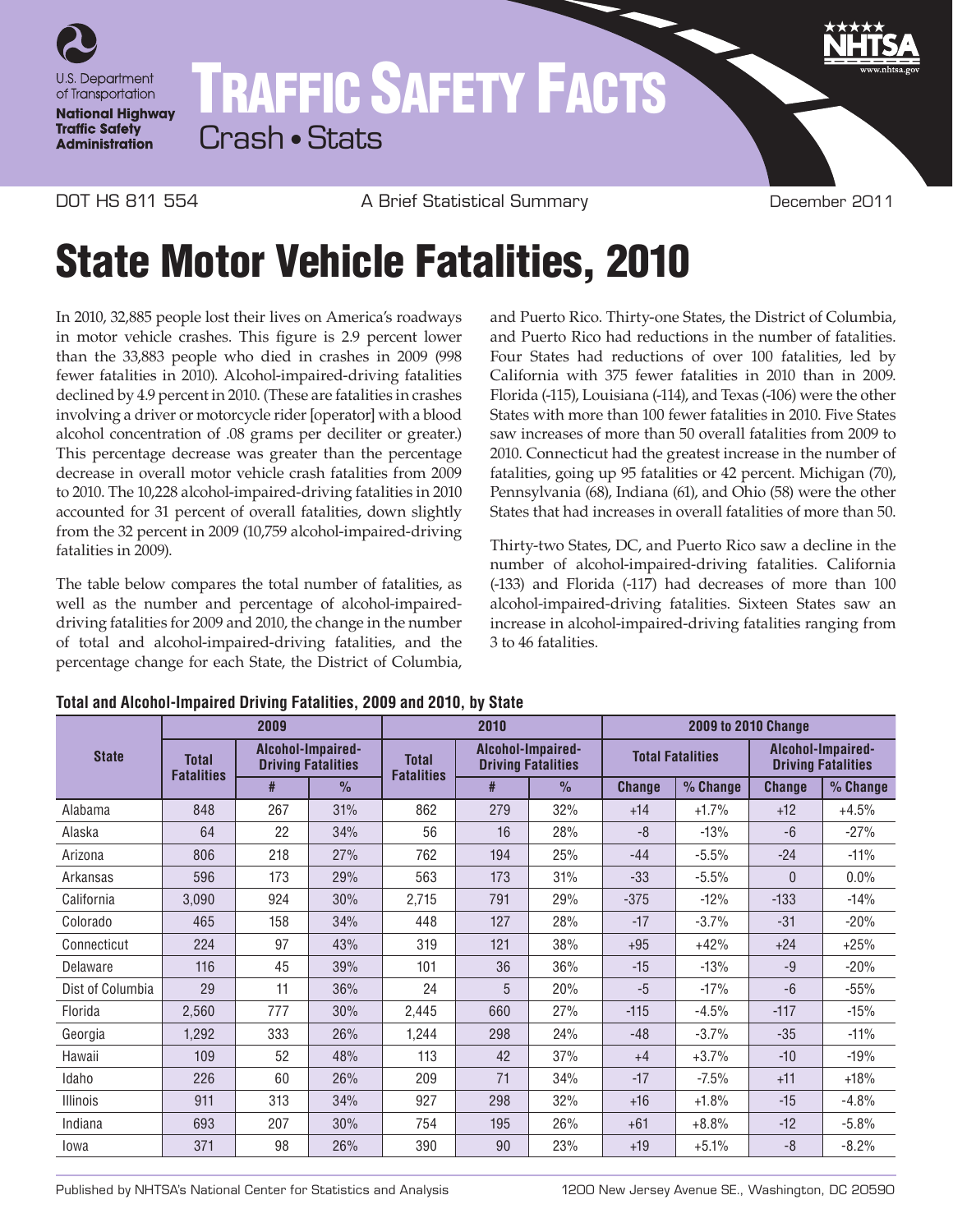U.S. Department of Transportation
**National Highway Traffic Safety Administration**

# TRAFFIC SAFETY FACTS

Crash • Stats

DOT HS 811 554 | A Brief Statistical Summary | December 2011

# State Motor Vehicle Fatalities, 2010

In 2010, 32,885 people lost their lives on America's roadways in motor vehicle crashes. This figure is 2.9 percent lower than the 33,883 people who died in crashes in 2009 (998 fewer fatalities in 2010). Alcohol-impaired-driving fatalities declined by 4.9 percent in 2010. (These are fatalities in crashes involving a driver or motorcycle rider [operator] with a blood alcohol concentration of .08 grams per deciliter or greater.) This percentage decrease was greater than the percentage decrease in overall motor vehicle crash fatalities from 2009 to 2010. The 10,228 alcohol-impaired-driving fatalities in 2010 accounted for 31 percent of overall fatalities, down slightly from the 32 percent in 2009 (10,759 alcohol-impaired-driving fatalities in 2009).

The table below compares the total number of fatalities, as well as the number and percentage of alcohol-impaired-driving fatalities for 2009 and 2010, the change in the number of total and alcohol-impaired-driving fatalities, and the percentage change for each State, the District of Columbia, and Puerto Rico. Thirty-one States, the District of Columbia, and Puerto Rico had reductions in the number of fatalities. Four States had reductions of over 100 fatalities, led by California with 375 fewer fatalities in 2010 than in 2009. Florida (-115), Louisiana (-114), and Texas (-106) were the other States with more than 100 fewer fatalities in 2010. Five States saw increases of more than 50 overall fatalities from 2009 to 2010. Connecticut had the greatest increase in the number of fatalities, going up 95 fatalities or 42 percent. Michigan (70), Pennsylvania (68), Indiana (61), and Ohio (58) were the other States that had increases in overall fatalities of more than 50.

Thirty-two States, DC, and Puerto Rico saw a decline in the number of alcohol-impaired-driving fatalities. California (-133) and Florida (-117) had decreases of more than 100 alcohol-impaired-driving fatalities. Sixteen States saw an increase in alcohol-impaired-driving fatalities ranging from 3 to 46 fatalities.

**Total and Alcohol-Impaired Driving Fatalities, 2009 and 2010, by State**

| State | 2009 | | | 2010 | | | 2009 to 2010 Change | | | |
|---|---|---|---|---|---|---|---|---|---|---|
| | Total Fatalities | Alcohol-Impaired-Driving Fatalities | | Total Fatalities | Alcohol-Impaired-Driving Fatalities | | Total Fatalities | | Alcohol-Impaired-Driving Fatalities | |
| | | # | % | | # | % | Change | % Change | Change | % Change |
| Alabama | 848 | 267 | 31% | 862 | 279 | 32% | +14 | +1.7% | +12 | +4.5% |
| Alaska | 64 | 22 | 34% | 56 | 16 | 28% | -8 | -13% | -6 | -27% |
| Arizona | 806 | 218 | 27% | 762 | 194 | 25% | -44 | -5.5% | -24 | -11% |
| Arkansas | 596 | 173 | 29% | 563 | 173 | 31% | -33 | -5.5% | 0 | 0.0% |
| California | 3,090 | 924 | 30% | 2,715 | 791 | 29% | -375 | -12% | -133 | -14% |
| Colorado | 465 | 158 | 34% | 448 | 127 | 28% | -17 | -3.7% | -31 | -20% |
| Connecticut | 224 | 97 | 43% | 319 | 121 | 38% | +95 | +42% | +24 | +25% |
| Delaware | 116 | 45 | 39% | 101 | 36 | 36% | -15 | -13% | -9 | -20% |
| Dist of Columbia | 29 | 11 | 36% | 24 | 5 | 20% | -5 | -17% | -6 | -55% |
| Florida | 2,560 | 777 | 30% | 2,445 | 660 | 27% | -115 | -4.5% | -117 | -15% |
| Georgia | 1,292 | 333 | 26% | 1,244 | 298 | 24% | -48 | -3.7% | -35 | -11% |
| Hawaii | 109 | 52 | 48% | 113 | 42 | 37% | +4 | +3.7% | -10 | -19% |
| Idaho | 226 | 60 | 26% | 209 | 71 | 34% | -17 | -7.5% | +11 | +18% |
| Illinois | 911 | 313 | 34% | 927 | 298 | 32% | +16 | +1.8% | -15 | -4.8% |
| Indiana | 693 | 207 | 30% | 754 | 195 | 26% | +61 | +8.8% | -12 | -5.8% |
| Iowa | 371 | 98 | 26% | 390 | 90 | 23% | +19 | +5.1% | -8 | -8.2% |

Published by NHTSA's National Center for Statistics and Analysis    1200 New Jersey Avenue SE., Washington, DC 20590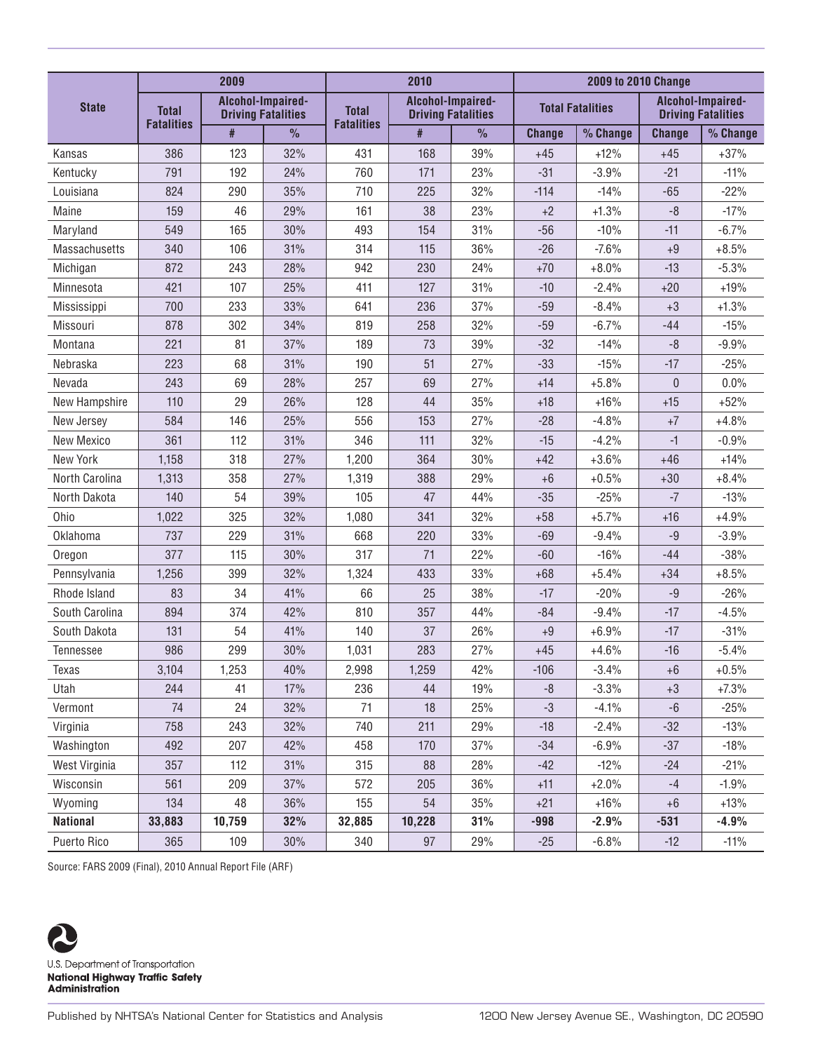| State | 2009 | | | 2010 | | | 2009 to 2010 Change | | | |
|---|---|---|---|---|---|---|---|---|---|---|
| | Total Fatalities | Alcohol-Impaired-Driving Fatalities | | Total Fatalities | Alcohol-Impaired-Driving Fatalities | | Total Fatalities | | Alcohol-Impaired-Driving Fatalities | |
| | | # | % | | # | % | Change | % Change | Change | % Change |
| Kansas | 386 | 123 | 32% | 431 | 168 | 39% | +45 | +12% | +45 | +37% |
| Kentucky | 791 | 192 | 24% | 760 | 171 | 23% | -31 | -3.9% | -21 | -11% |
| Louisiana | 824 | 290 | 35% | 710 | 225 | 32% | -114 | -14% | -65 | -22% |
| Maine | 159 | 46 | 29% | 161 | 38 | 23% | +2 | +1.3% | -8 | -17% |
| Maryland | 549 | 165 | 30% | 493 | 154 | 31% | -56 | -10% | -11 | -6.7% |
| Massachusetts | 340 | 106 | 31% | 314 | 115 | 36% | -26 | -7.6% | +9 | +8.5% |
| Michigan | 872 | 243 | 28% | 942 | 230 | 24% | +70 | +8.0% | -13 | -5.3% |
| Minnesota | 421 | 107 | 25% | 411 | 127 | 31% | -10 | -2.4% | +20 | +19% |
| Mississippi | 700 | 233 | 33% | 641 | 236 | 37% | -59 | -8.4% | +3 | +1.3% |
| Missouri | 878 | 302 | 34% | 819 | 258 | 32% | -59 | -6.7% | -44 | -15% |
| Montana | 221 | 81 | 37% | 189 | 73 | 39% | -32 | -14% | -8 | -9.9% |
| Nebraska | 223 | 68 | 31% | 190 | 51 | 27% | -33 | -15% | -17 | -25% |
| Nevada | 243 | 69 | 28% | 257 | 69 | 27% | +14 | +5.8% | 0 | 0.0% |
| New Hampshire | 110 | 29 | 26% | 128 | 44 | 35% | +18 | +16% | +15 | +52% |
| New Jersey | 584 | 146 | 25% | 556 | 153 | 27% | -28 | -4.8% | +7 | +4.8% |
| New Mexico | 361 | 112 | 31% | 346 | 111 | 32% | -15 | -4.2% | -1 | -0.9% |
| New York | 1,158 | 318 | 27% | 1,200 | 364 | 30% | +42 | +3.6% | +46 | +14% |
| North Carolina | 1,313 | 358 | 27% | 1,319 | 388 | 29% | +6 | +0.5% | +30 | +8.4% |
| North Dakota | 140 | 54 | 39% | 105 | 47 | 44% | -35 | -25% | -7 | -13% |
| Ohio | 1,022 | 325 | 32% | 1,080 | 341 | 32% | +58 | +5.7% | +16 | +4.9% |
| Oklahoma | 737 | 229 | 31% | 668 | 220 | 33% | -69 | -9.4% | -9 | -3.9% |
| Oregon | 377 | 115 | 30% | 317 | 71 | 22% | -60 | -16% | -44 | -38% |
| Pennsylvania | 1,256 | 399 | 32% | 1,324 | 433 | 33% | +68 | +5.4% | +34 | +8.5% |
| Rhode Island | 83 | 34 | 41% | 66 | 25 | 38% | -17 | -20% | -9 | -26% |
| South Carolina | 894 | 374 | 42% | 810 | 357 | 44% | -84 | -9.4% | -17 | -4.5% |
| South Dakota | 131 | 54 | 41% | 140 | 37 | 26% | +9 | +6.9% | -17 | -31% |
| Tennessee | 986 | 299 | 30% | 1,031 | 283 | 27% | +45 | +4.6% | -16 | -5.4% |
| Texas | 3,104 | 1,253 | 40% | 2,998 | 1,259 | 42% | -106 | -3.4% | +6 | +0.5% |
| Utah | 244 | 41 | 17% | 236 | 44 | 19% | -8 | -3.3% | +3 | +7.3% |
| Vermont | 74 | 24 | 32% | 71 | 18 | 25% | -3 | -4.1% | -6 | -25% |
| Virginia | 758 | 243 | 32% | 740 | 211 | 29% | -18 | -2.4% | -32 | -13% |
| Washington | 492 | 207 | 42% | 458 | 170 | 37% | -34 | -6.9% | -37 | -18% |
| West Virginia | 357 | 112 | 31% | 315 | 88 | 28% | -42 | -12% | -24 | -21% |
| Wisconsin | 561 | 209 | 37% | 572 | 205 | 36% | +11 | +2.0% | -4 | -1.9% |
| Wyoming | 134 | 48 | 36% | 155 | 54 | 35% | +21 | +16% | +6 | +13% |
| **National** | **33,883** | **10,759** | **32%** | **32,885** | **10,228** | **31%** | **-998** | **-2.9%** | **-531** | **-4.9%** |
| Puerto Rico | 365 | 109 | 30% | 340 | 97 | 29% | -25 | -6.8% | -12 | -11% |

Source: FARS 2009 (Final), 2010 Annual Report File (ARF)

U.S. Department of Transportation
**National Highway Traffic Safety Administration**

Published by NHTSA's National Center for Statistics and Analysis 1200 New Jersey Avenue SE., Washington, DC 20590